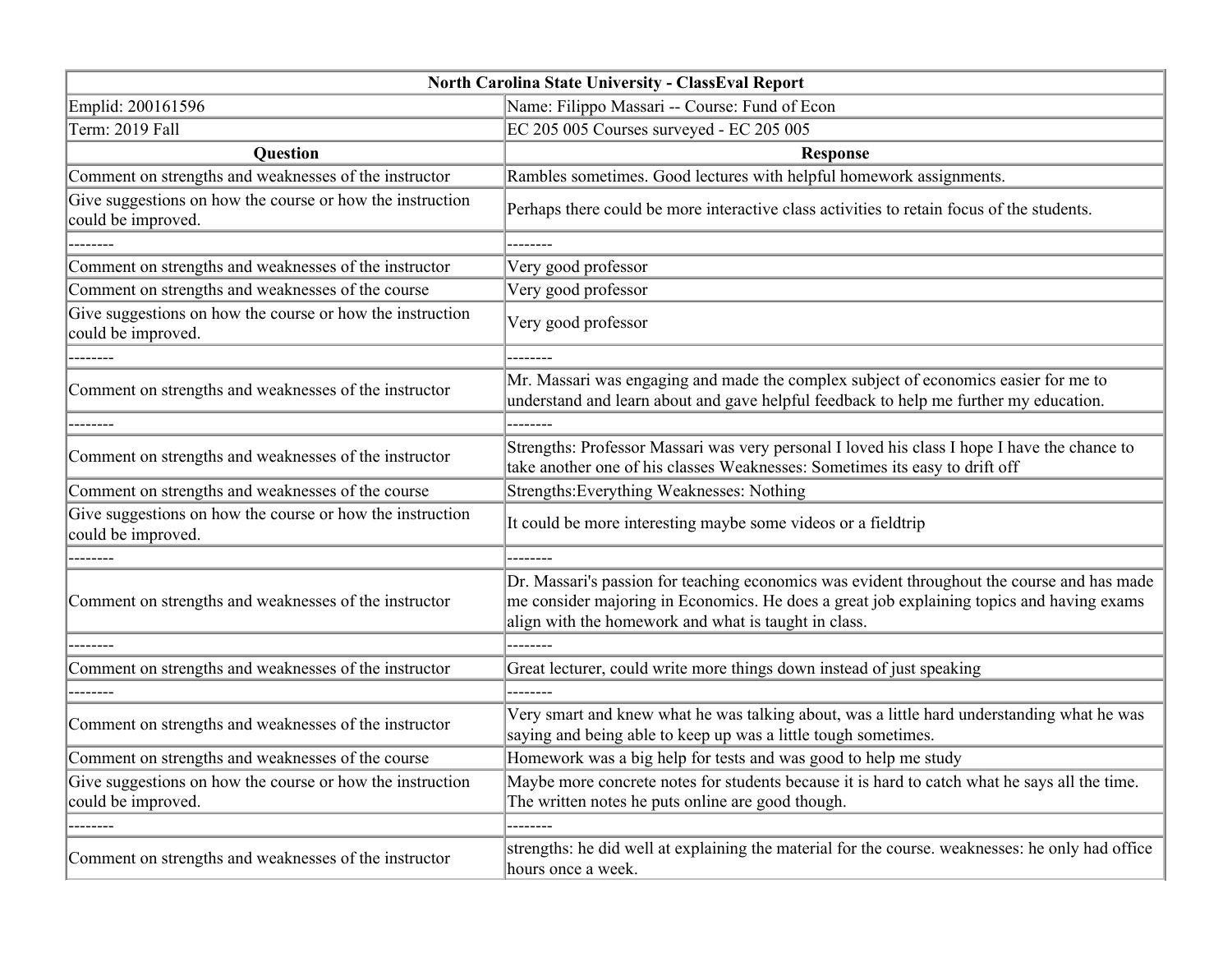| North Carolina State University - ClassEval Report | |
|---|---|
| Emplid: 200161596 | Name: Filippo Massari -- Course: Fund of Econ |
| Term: 2019 Fall | EC 205 005 Courses surveyed - EC 205 005 |
| **Question** | **Response** |
| Comment on strengths and weaknesses of the instructor | Rambles sometimes. Good lectures with helpful homework assignments. |
| Give suggestions on how the course or how the instruction could be improved. | Perhaps there could be more interactive class activities to retain focus of the students. |
| -------- | -------- |
| Comment on strengths and weaknesses of the instructor | Very good professor |
| Comment on strengths and weaknesses of the course | Very good professor |
| Give suggestions on how the course or how the instruction could be improved. | Very good professor |
| -------- | -------- |
| Comment on strengths and weaknesses of the instructor | Mr. Massari was engaging and made the complex subject of economics easier for me to understand and learn about and gave helpful feedback to help me further my education. |
| -------- | -------- |
| Comment on strengths and weaknesses of the instructor | Strengths: Professor Massari was very personal I loved his class I hope I have the chance to take another one of his classes Weaknesses: Sometimes its easy to drift off |
| Comment on strengths and weaknesses of the course | Strengths:Everything Weaknesses: Nothing |
| Give suggestions on how the course or how the instruction could be improved. | It could be more interesting maybe some videos or a fieldtrip |
| -------- | -------- |
| Comment on strengths and weaknesses of the instructor | Dr. Massari's passion for teaching economics was evident throughout the course and has made me consider majoring in Economics. He does a great job explaining topics and having exams align with the homework and what is taught in class. |
| -------- | -------- |
| Comment on strengths and weaknesses of the instructor | Great lecturer, could write more things down instead of just speaking |
| -------- | -------- |
| Comment on strengths and weaknesses of the instructor | Very smart and knew what he was talking about, was a little hard understanding what he was saying and being able to keep up was a little tough sometimes. |
| Comment on strengths and weaknesses of the course | Homework was a big help for tests and was good to help me study |
| Give suggestions on how the course or how the instruction could be improved. | Maybe more concrete notes for students because it is hard to catch what he says all the time. The written notes he puts online are good though. |
| -------- | -------- |
| Comment on strengths and weaknesses of the instructor | strengths: he did well at explaining the material for the course. weaknesses: he only had office hours once a week. |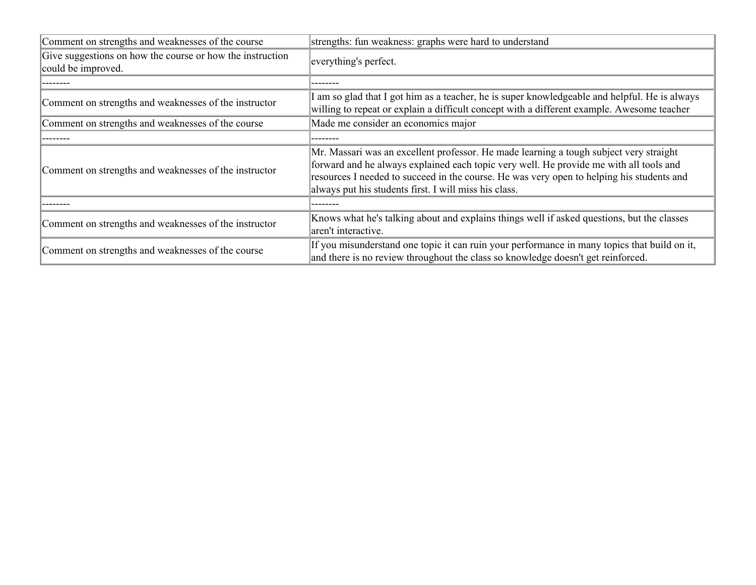| | |
|---|---|
| Comment on strengths and weaknesses of the course | strengths: fun weakness: graphs were hard to understand |
| Give suggestions on how the course or how the instruction could be improved. | everything's perfect. |
| -------- | -------- |
| Comment on strengths and weaknesses of the instructor | I am so glad that I got him as a teacher, he is super knowledgeable and helpful. He is always willing to repeat or explain a difficult concept with a different example. Awesome teacher |
| Comment on strengths and weaknesses of the course | Made me consider an economics major |
| -------- | -------- |
| Comment on strengths and weaknesses of the instructor | Mr. Massari was an excellent professor. He made learning a tough subject very straight forward and he always explained each topic very well. He provide me with all tools and resources I needed to succeed in the course. He was very open to helping his students and always put his students first. I will miss his class. |
| -------- | -------- |
| Comment on strengths and weaknesses of the instructor | Knows what he's talking about and explains things well if asked questions, but the classes aren't interactive. |
| Comment on strengths and weaknesses of the course | If you misunderstand one topic it can ruin your performance in many topics that build on it, and there is no review throughout the class so knowledge doesn't get reinforced. |